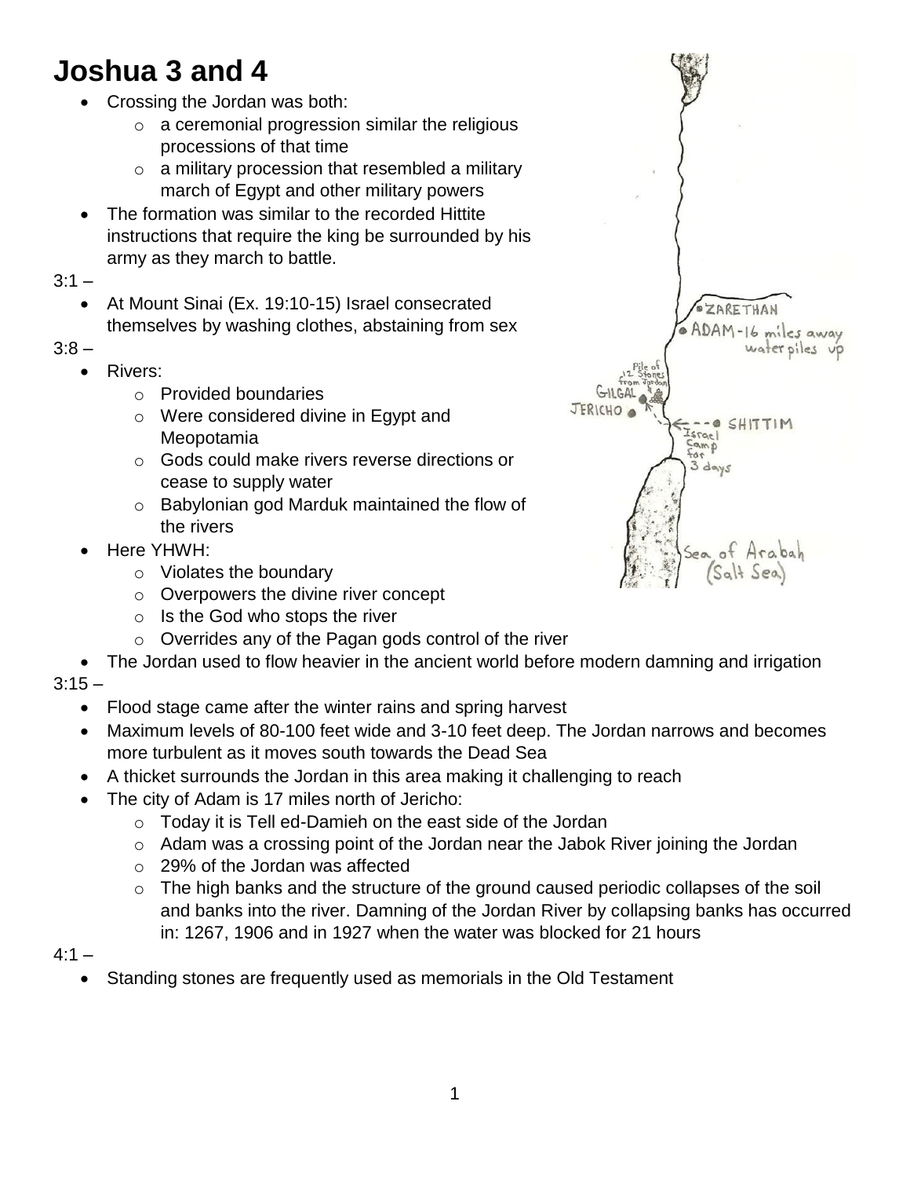# Joshua 3 and 4

- Crossing the Jordan was both:
  - a ceremonial progression similar the religious processions of that time
  - a military procession that resembled a military march of Egypt and other military powers
- The formation was similar to the recorded Hittite instructions that require the king be surrounded by his army as they march to battle.

3:1 –

- At Mount Sinai (Ex. 19:10-15) Israel consecrated themselves by washing clothes, abstaining from sex

3:8 –

- Rivers:
  - Provided boundaries
  - Were considered divine in Egypt and Meopotamia
  - Gods could make rivers reverse directions or cease to supply water
  - Babylonian god Marduk maintained the flow of the rivers
- Here YHWH:
  - Violates the boundary
  - Overpowers the divine river concept
  - Is the God who stops the river
  - Overrides any of the Pagan gods control of the river
- The Jordan used to flow heavier in the ancient world before modern damning and irrigation

3:15 –

- Flood stage came after the winter rains and spring harvest
- Maximum levels of 80-100 feet wide and 3-10 feet deep. The Jordan narrows and becomes more turbulent as it moves south towards the Dead Sea
- A thicket surrounds the Jordan in this area making it challenging to reach
- The city of Adam is 17 miles north of Jericho:
  - Today it is Tell ed-Damieh on the east side of the Jordan
  - Adam was a crossing point of the Jordan near the Jabok River joining the Jordan
  - 29% of the Jordan was affected
  - The high banks and the structure of the ground caused periodic collapses of the soil and banks into the river. Damning of the Jordan River by collapsing banks has occurred in: 1267, 1906 and in 1927 when the water was blocked for 21 hours

4:1 –

- Standing stones are frequently used as memorials in the Old Testament

ZARETHAN
ADAM-16 miles away water piles up
Pile of 12 Stones from Jordan
GILGAL
JERICHO
SHITTIM
Israel Camp for 3 days
Sea of Arabah (Salt Sea)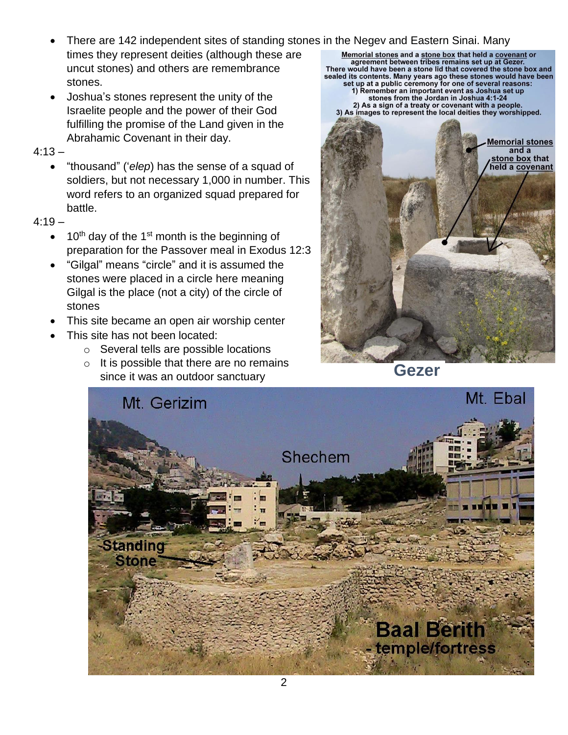- There are 142 independent sites of standing stones in the Negev and Eastern Sinai. Many times they represent deities (although these are uncut stones) and others are remembrance stones.
- Joshua's stones represent the unity of the Israelite people and the power of their God fulfilling the promise of the Land given in the Abrahamic Covenant in their day.

4:13 –

- "thousand" ('*elep*) has the sense of a squad of soldiers, but not necessary 1,000 in number. This word refers to an organized squad prepared for battle.

4:19 –

- 10th day of the 1st month is the beginning of preparation for the Passover meal in Exodus 12:3
- "Gilgal" means "circle" and it is assumed the stones were placed in a circle here meaning Gilgal is the place (not a city) of the circle of stones
- This site became an open air worship center
- This site has not been located:
  - Several tells are possible locations
  - It is possible that there are no remains since it was an outdoor sanctuary

Memorial stones and a stone box that held a covenant or agreement between tribes remains set up at Gezer. There would have been a stone lid that covered the stone box and sealed its contents. Many years ago these stones would have been set up at a public ceremony for one of several reasons:
1) Remember an important event as Joshua set up stones from the Jordan in Joshua 4:1-24
2) As a sign of a treaty or covenant with a people.
3) As images to represent the local deities they worshipped.

Memorial stones and a stone box that held a covenant

Gezer

Mt. Gerizim

Mt. Ebal

Shechem

Standing Stone

Baal Berith - temple/fortress